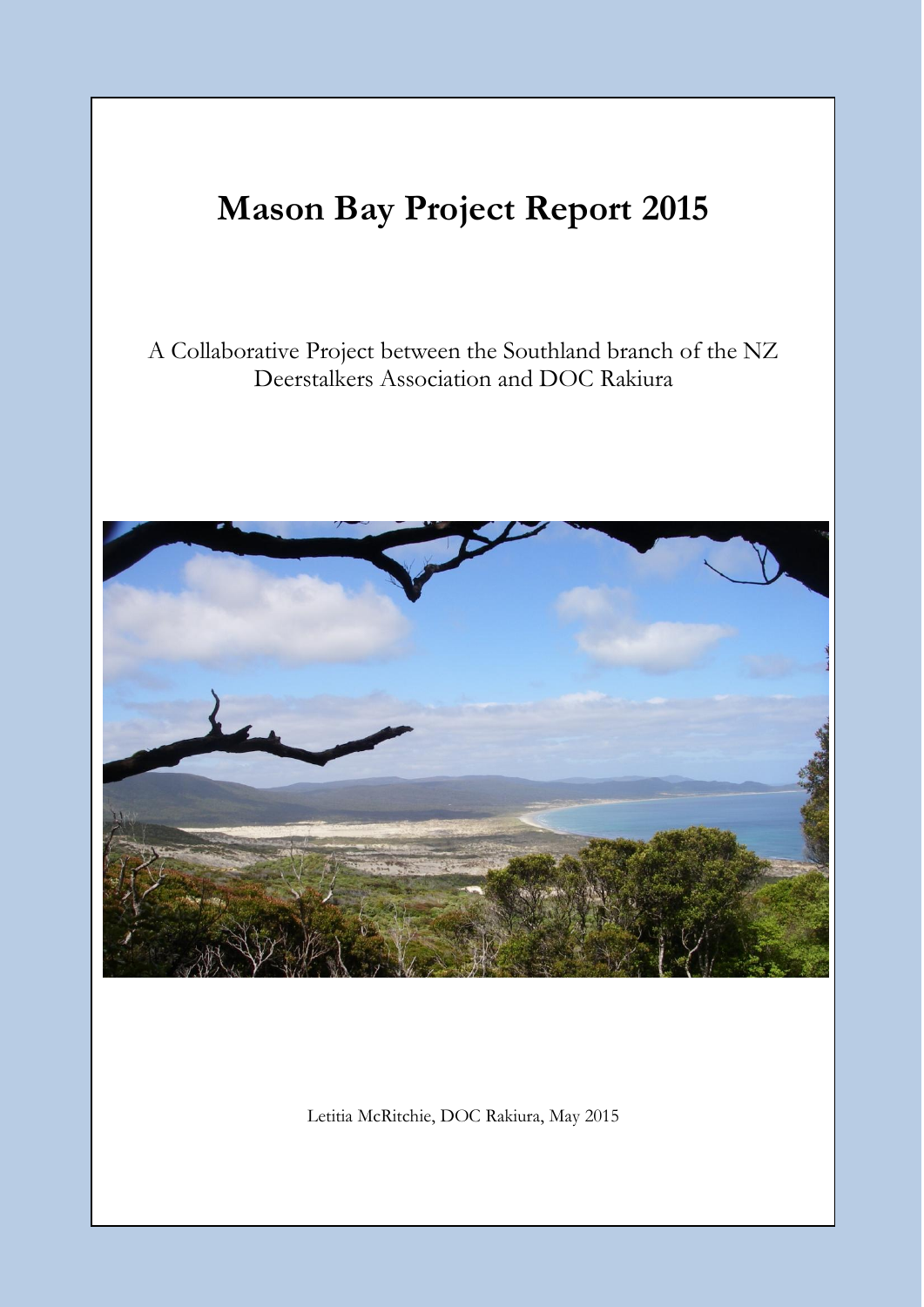# Mason Bay Project Report 2015

A Collaborative Project between the Southland branch of the NZ Deerstalkers Association and DOC Rakiura

Letitia McRitchie, DOC Rakiura, May 2015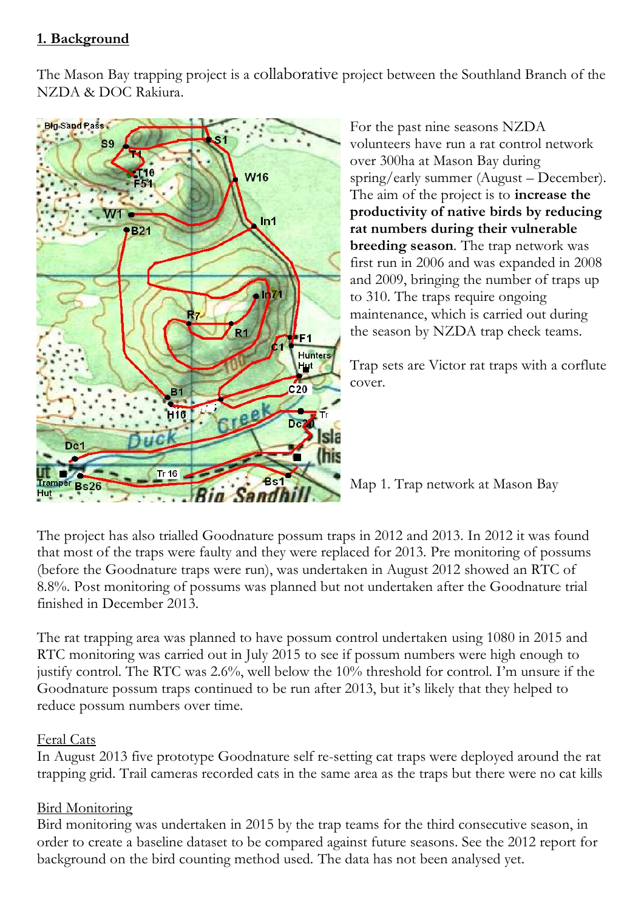## 1. Background

The Mason Bay trapping project is a collaborative project between the Southland Branch of the NZDA & DOC Rakiura.

For the past nine seasons NZDA volunteers have run a rat control network over 300ha at Mason Bay during spring/early summer (August – December). The aim of the project is to **increase the productivity of native birds by reducing rat numbers during their vulnerable breeding season**. The trap network was first run in 2006 and was expanded in 2008 and 2009, bringing the number of traps up to 310. The traps require ongoing maintenance, which is carried out during the season by NZDA trap check teams.

Trap sets are Victor rat traps with a corflute cover.

Map 1. Trap network at Mason Bay

The project has also trialled Goodnature possum traps in 2012 and 2013. In 2012 it was found that most of the traps were faulty and they were replaced for 2013. Pre monitoring of possums (before the Goodnature traps were run), was undertaken in August 2012 showed an RTC of 8.8%. Post monitoring of possums was planned but not undertaken after the Goodnature trial finished in December 2013.

The rat trapping area was planned to have possum control undertaken using 1080 in 2015 and RTC monitoring was carried out in July 2015 to see if possum numbers were high enough to justify control. The RTC was 2.6%, well below the 10% threshold for control. I'm unsure if the Goodnature possum traps continued to be run after 2013, but it's likely that they helped to reduce possum numbers over time.

### Feral Cats

In August 2013 five prototype Goodnature self re-setting cat traps were deployed around the rat trapping grid. Trail cameras recorded cats in the same area as the traps but there were no cat kills

### Bird Monitoring

Bird monitoring was undertaken in 2015 by the trap teams for the third consecutive season, in order to create a baseline dataset to be compared against future seasons. See the 2012 report for background on the bird counting method used. The data has not been analysed yet.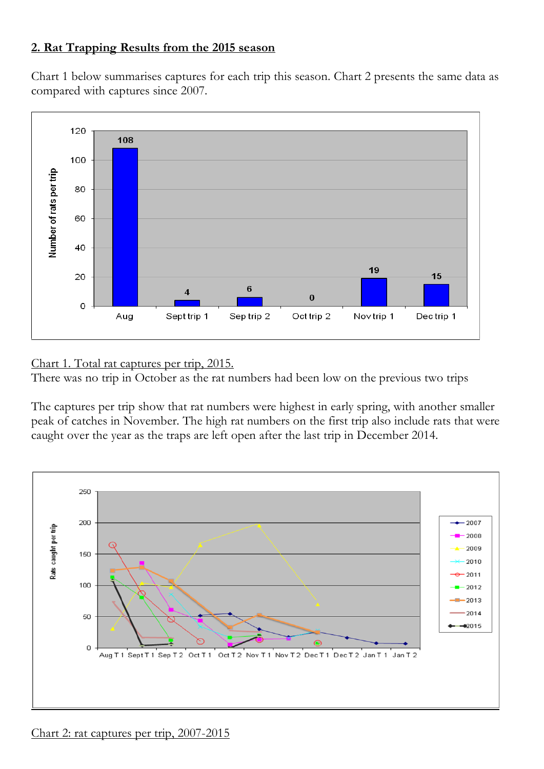## 2. Rat Trapping Results from the 2015 season

Chart 1 below summarises captures for each trip this season. Chart 2 presents the same data as compared with captures since 2007.

Chart 1. Total rat captures per trip, 2015.

There was no trip in October as the rat numbers had been low on the previous two trips

The captures per trip show that rat numbers were highest in early spring, with another smaller peak of catches in November. The high rat numbers on the first trip also include rats that were caught over the year as the traps are left open after the last trip in December 2014.

Chart 2: rat captures per trip, 2007-2015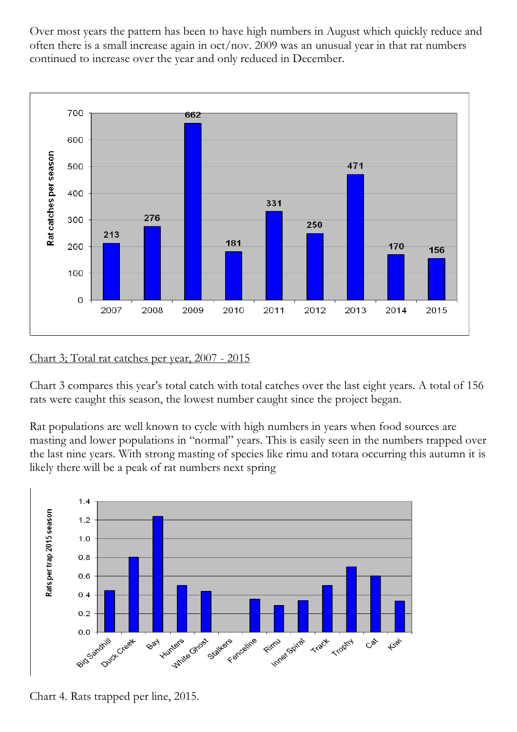Over most years the pattern has been to have high numbers in August which quickly reduce and often there is a small increase again in oct/nov. 2009 was an unusual year in that rat numbers continued to increase over the year and only reduced in December.

Chart 3; Total rat catches per year, 2007 - 2015

Chart 3 compares this year's total catch with total catches over the last eight years. A total of 156 rats were caught this season, the lowest number caught since the project began.

Rat populations are well known to cycle with high numbers in years when food sources are masting and lower populations in "normal" years. This is easily seen in the numbers trapped over the last nine years. With strong masting of species like rimu and totara occurring this autumn it is likely there will be a peak of rat numbers next spring

Chart 4. Rats trapped per line, 2015.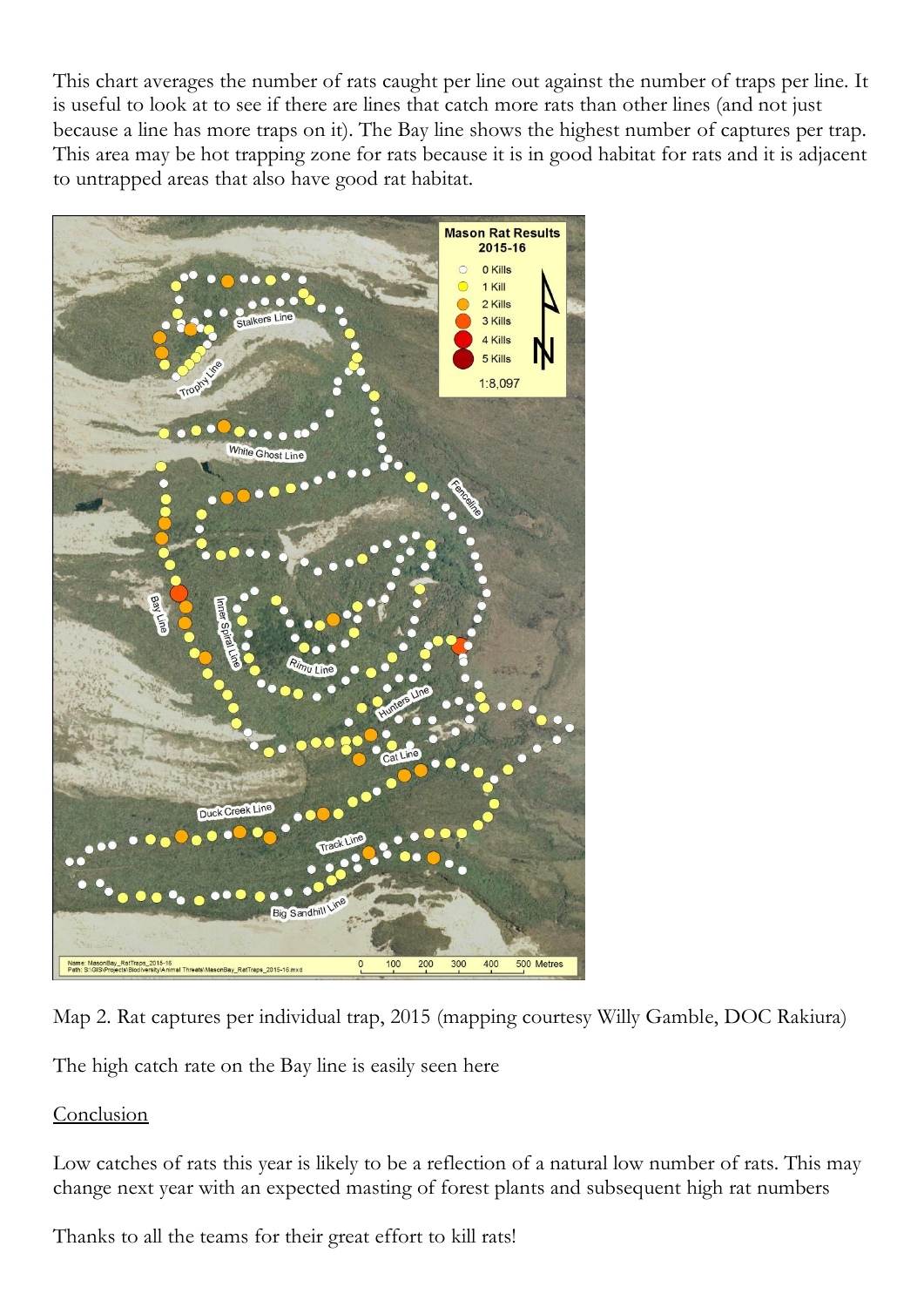This chart averages the number of rats caught per line out against the number of traps per line. It is useful to look at to see if there are lines that catch more rats than other lines (and not just because a line has more traps on it). The Bay line shows the highest number of captures per trap. This area may be hot trapping zone for rats because it is in good habitat for rats and it is adjacent to untrapped areas that also have good rat habitat.

Mason Rat Results 2015-16

0 Kills
1 Kill
2 Kills
3 Kills
4 Kills
5 Kills

1:8,097

Stalkers Line
Trophy Line
White Ghost Line
Fenceline
Bay Line
Inner Spiral Line
Rimu Line
Hunters Line
Cat Line
Duck Creek Line
Track Line
Big Sandhill Line

0 100 200 300 400 500 Metres

Name: MasonBay_RatTraps_2015-16
Path: S:\GIS\Projects\Biodiversity\Animal Threats\MasonBay_RatTraps_2015-16.mxd

Map 2. Rat captures per individual trap, 2015 (mapping courtesy Willy Gamble, DOC Rakiura)

The high catch rate on the Bay line is easily seen here

## Conclusion

Low catches of rats this year is likely to be a reflection of a natural low number of rats. This may change next year with an expected masting of forest plants and subsequent high rat numbers

Thanks to all the teams for their great effort to kill rats!